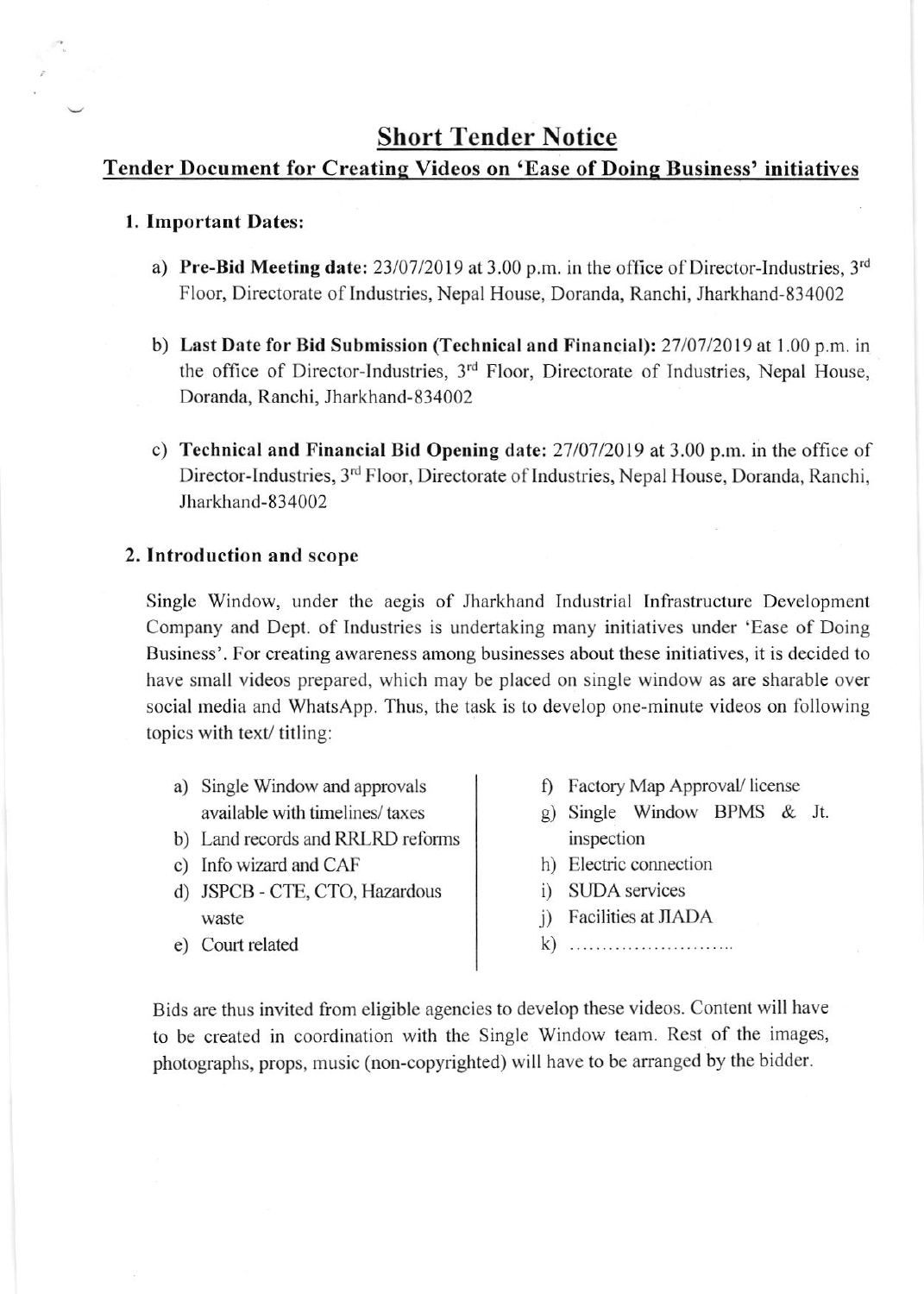# Short Tender Notice

## Tender Document for Creating Videos on 'Ease of Doing Business' initiatives

### 1. Important Dates:

a) **Pre-Bid Meeting date:** 23/07/2019 at 3.00 p.m. in the office of Director-Industries, 3rd Floor, Directorate of Industries, Nepal House, Doranda, Ranchi, Jharkhand-834002

b) **Last Date for Bid Submission (Technical and Financial):** 27/07/2019 at 1.00 p.m. in the office of Director-Industries, 3rd Floor, Directorate of Industries, Nepal House, Doranda, Ranchi, Jharkhand-834002

c) **Technical and Financial Bid Opening date:** 27/07/2019 at 3.00 p.m. in the office of Director-Industries, 3rd Floor, Directorate of Industries, Nepal House, Doranda, Ranchi, Jharkhand-834002

### 2. Introduction and scope

Single Window, under the aegis of Jharkhand Industrial Infrastructure Development Company and Dept. of Industries is undertaking many initiatives under 'Ease of Doing Business'. For creating awareness among businesses about these initiatives, it is decided to have small videos prepared, which may be placed on single window as are sharable over social media and WhatsApp. Thus, the task is to develop one-minute videos on following topics with text/ titling:

a) Single Window and approvals available with timelines/ taxes
b) Land records and RRLRD reforms
c) Info wizard and CAF
d) JSPCB - CTE, CTO, Hazardous waste
e) Court related
f) Factory Map Approval/ license
g) Single Window BPMS & Jt. inspection
h) Electric connection
i) SUDA services
j) Facilities at JIADA
k) ..........................

Bids are thus invited from eligible agencies to develop these videos. Content will have to be created in coordination with the Single Window team. Rest of the images, photographs, props, music (non-copyrighted) will have to be arranged by the bidder.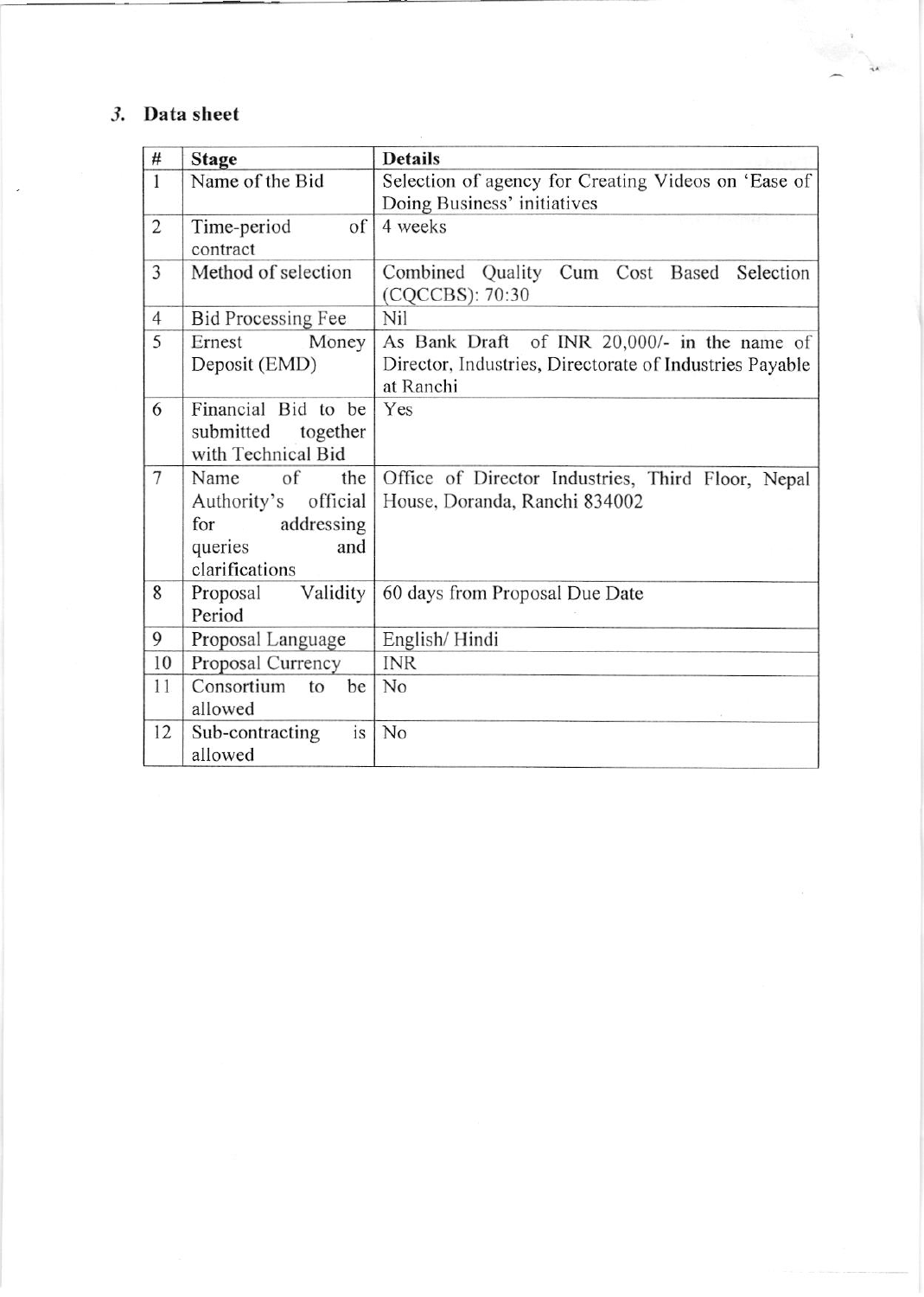## 3. Data sheet

| # | Stage | Details |
|---|---|---|
| 1 | Name of the Bid | Selection of agency for Creating Videos on 'Ease of Doing Business' initiatives |
| 2 | Time-period of contract | 4 weeks |
| 3 | Method of selection | Combined Quality Cum Cost Based Selection (CQCCBS): 70:30 |
| 4 | Bid Processing Fee | Nil |
| 5 | Ernest Money Deposit (EMD) | As Bank Draft of INR 20,000/- in the name of Director, Industries, Directorate of Industries Payable at Ranchi |
| 6 | Financial Bid to be submitted together with Technical Bid | Yes |
| 7 | Name of the Authority's official for addressing queries and clarifications | Office of Director Industries, Third Floor, Nepal House, Doranda, Ranchi 834002 |
| 8 | Proposal Validity Period | 60 days from Proposal Due Date |
| 9 | Proposal Language | English/ Hindi |
| 10 | Proposal Currency | INR |
| 11 | Consortium to be allowed | No |
| 12 | Sub-contracting is allowed | No |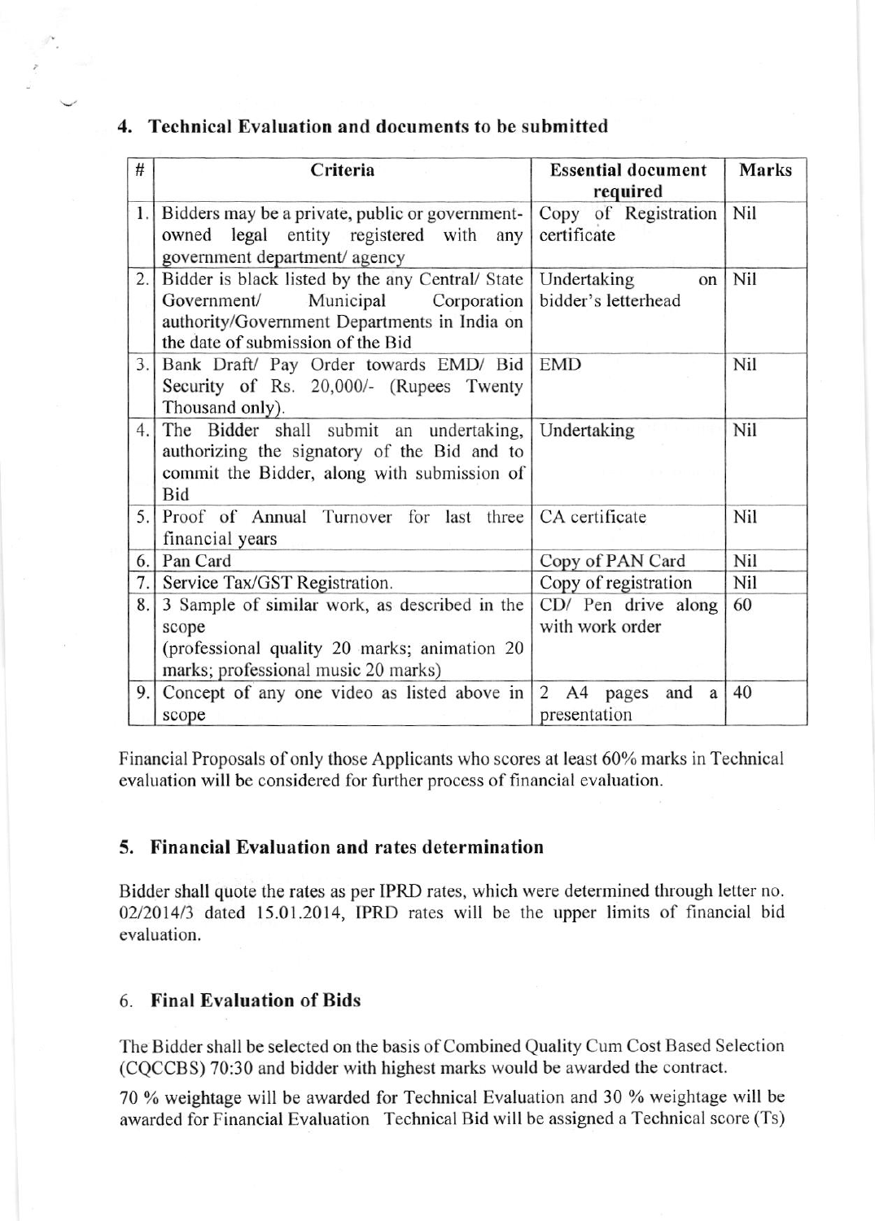## 4. Technical Evaluation and documents to be submitted

| # | Criteria | Essential document required | Marks |
|---|---|---|---|
| 1. | Bidders may be a private, public or government-owned legal entity registered with any government department/ agency | Copy of Registration certificate | Nil |
| 2. | Bidder is black listed by the any Central/ State Government/ Municipal Corporation authority/Government Departments in India on the date of submission of the Bid | Undertaking on bidder's letterhead | Nil |
| 3. | Bank Draft/ Pay Order towards EMD/ Bid Security of Rs. 20,000/- (Rupees Twenty Thousand only). | EMD | Nil |
| 4. | The Bidder shall submit an undertaking, authorizing the signatory of the Bid and to commit the Bidder, along with submission of Bid | Undertaking | Nil |
| 5. | Proof of Annual Turnover for last three financial years | CA certificate | Nil |
| 6. | Pan Card | Copy of PAN Card | Nil |
| 7. | Service Tax/GST Registration. | Copy of registration | Nil |
| 8. | 3 Sample of similar work, as described in the scope (professional quality 20 marks; animation 20 marks; professional music 20 marks) | CD/ Pen drive along with work order | 60 |
| 9. | Concept of any one video as listed above in scope | 2 A4 pages and a presentation | 40 |

Financial Proposals of only those Applicants who scores at least 60% marks in Technical evaluation will be considered for further process of financial evaluation.

## 5. Financial Evaluation and rates determination

Bidder shall quote the rates as per IPRD rates, which were determined through letter no. 02/2014/3 dated 15.01.2014, IPRD rates will be the upper limits of financial bid evaluation.

## 6. Final Evaluation of Bids

The Bidder shall be selected on the basis of Combined Quality Cum Cost Based Selection (CQCCBS) 70:30 and bidder with highest marks would be awarded the contract.

70 % weightage will be awarded for Technical Evaluation and 30 % weightage will be awarded for Financial Evaluation Technical Bid will be assigned a Technical score (Ts)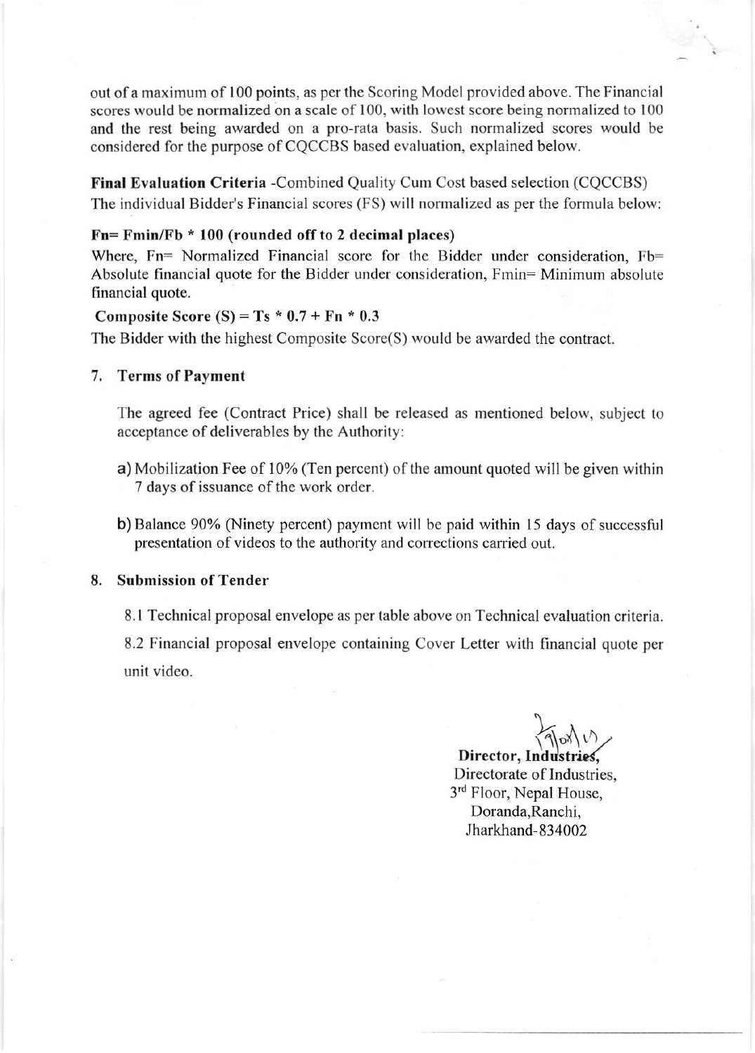out of a maximum of 100 points, as per the Scoring Model provided above. The Financial scores would be normalized on a scale of 100, with lowest score being normalized to 100 and the rest being awarded on a pro-rata basis. Such normalized scores would be considered for the purpose of CQCCBS based evaluation, explained below.

**Final Evaluation Criteria** -Combined Quality Cum Cost based selection (CQCCBS)
The individual Bidder's Financial scores (FS) will normalized as per the formula below:

**Fn= Fmin/Fb * 100 (rounded off to 2 decimal places)**

Where, Fn= Normalized Financial score for the Bidder under consideration, Fb= Absolute financial quote for the Bidder under consideration, Fmin= Minimum absolute financial quote.

**Composite Score (S) = Ts * 0.7 + Fn * 0.3**

The Bidder with the highest Composite Score(S) would be awarded the contract.

## 7. Terms of Payment

The agreed fee (Contract Price) shall be released as mentioned below, subject to acceptance of deliverables by the Authority:

a) Mobilization Fee of 10% (Ten percent) of the amount quoted will be given within 7 days of issuance of the work order.

b) Balance 90% (Ninety percent) payment will be paid within 15 days of successful presentation of videos to the authority and corrections carried out.

## 8. Submission of Tender

8.1 Technical proposal envelope as per table above on Technical evaluation criteria.

8.2 Financial proposal envelope containing Cover Letter with financial quote per unit video.

**Director, Industries,**
Directorate of Industries,
3rd Floor, Nepal House,
Doranda,Ranchi,
Jharkhand-834002